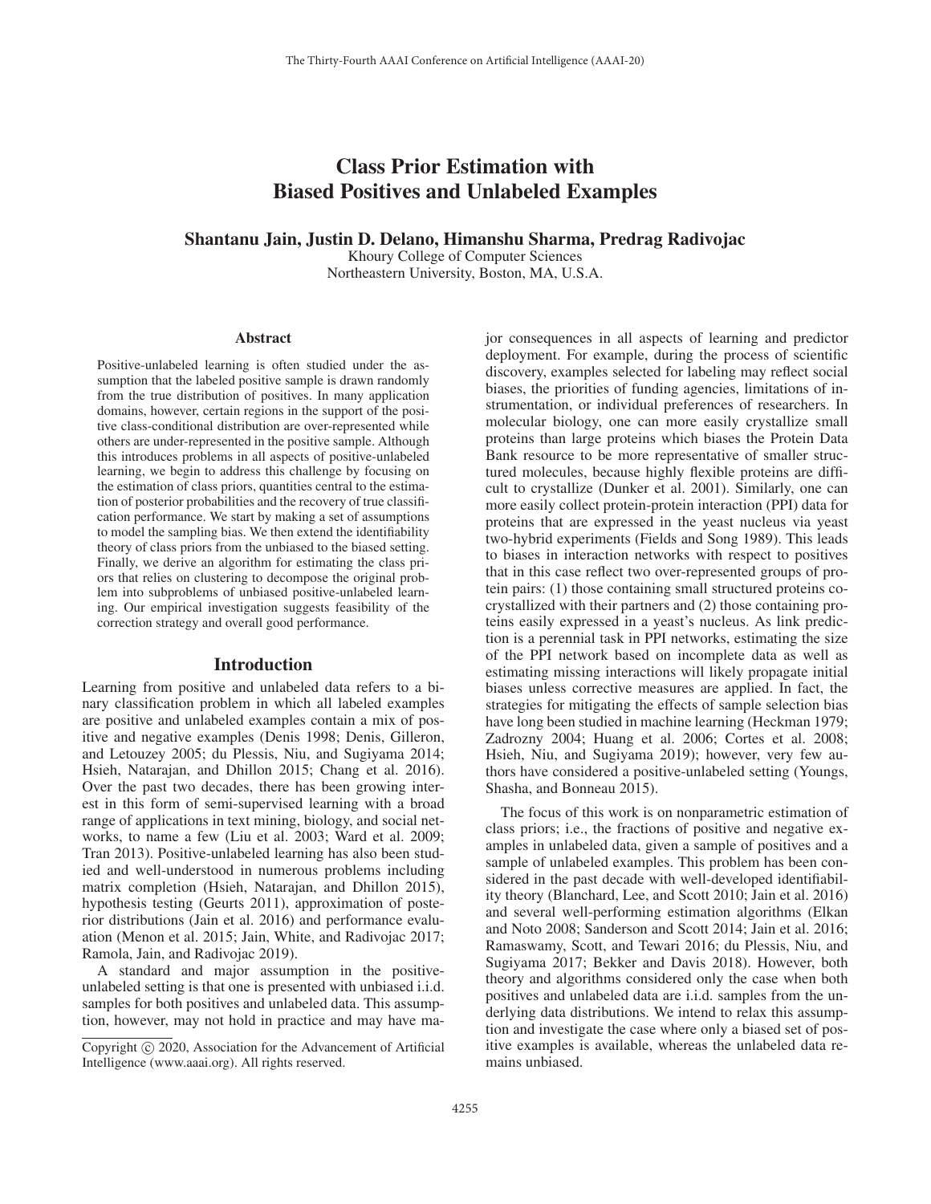# Class Prior Estimation with Biased Positives and Unlabeled Examples

**Shantanu Jain, Justin D. Delano, Himanshu Sharma, Predrag Radivojac**

Khoury College of Computer Sciences
Northeastern University, Boston, MA, U.S.A.

### Abstract

Positive-unlabeled learning is often studied under the assumption that the labeled positive sample is drawn randomly from the true distribution of positives. In many application domains, however, certain regions in the support of the positive class-conditional distribution are over-represented while others are under-represented in the positive sample. Although this introduces problems in all aspects of positive-unlabeled learning, we begin to address this challenge by focusing on the estimation of class priors, quantities central to the estimation of posterior probabilities and the recovery of true classification performance. We start by making a set of assumptions to model the sampling bias. We then extend the identifiability theory of class priors from the unbiased to the biased setting. Finally, we derive an algorithm for estimating the class priors that relies on clustering to decompose the original problem into subproblems of unbiased positive-unlabeled learning. Our empirical investigation suggests feasibility of the correction strategy and overall good performance.

## Introduction

Learning from positive and unlabeled data refers to a binary classification problem in which all labeled examples are positive and unlabeled examples contain a mix of positive and negative examples (Denis 1998; Denis, Gilleron, and Letouzey 2005; du Plessis, Niu, and Sugiyama 2014; Hsieh, Natarajan, and Dhillon 2015; Chang et al. 2016). Over the past two decades, there has been growing interest in this form of semi-supervised learning with a broad range of applications in text mining, biology, and social networks, to name a few (Liu et al. 2003; Ward et al. 2009; Tran 2013). Positive-unlabeled learning has also been studied and well-understood in numerous problems including matrix completion (Hsieh, Natarajan, and Dhillon 2015), hypothesis testing (Geurts 2011), approximation of posterior distributions (Jain et al. 2016) and performance evaluation (Menon et al. 2015; Jain, White, and Radivojac 2017; Ramola, Jain, and Radivojac 2019).

A standard and major assumption in the positive-unlabeled setting is that one is presented with unbiased i.i.d. samples for both positives and unlabeled data. This assumption, however, may not hold in practice and may have major consequences in all aspects of learning and predictor deployment. For example, during the process of scientific discovery, examples selected for labeling may reflect social biases, the priorities of funding agencies, limitations of instrumentation, or individual preferences of researchers. In molecular biology, one can more easily crystallize small proteins than large proteins which biases the Protein Data Bank resource to be more representative of smaller structured molecules, because highly flexible proteins are difficult to crystallize (Dunker et al. 2001). Similarly, one can more easily collect protein-protein interaction (PPI) data for proteins that are expressed in the yeast nucleus via yeast two-hybrid experiments (Fields and Song 1989). This leads to biases in interaction networks with respect to positives that in this case reflect two over-represented groups of protein pairs: (1) those containing small structured proteins co-crystallized with their partners and (2) those containing proteins easily expressed in a yeast's nucleus. As link prediction is a perennial task in PPI networks, estimating the size of the PPI network based on incomplete data as well as estimating missing interactions will likely propagate initial biases unless corrective measures are applied. In fact, the strategies for mitigating the effects of sample selection bias have long been studied in machine learning (Heckman 1979; Zadrozny 2004; Huang et al. 2006; Cortes et al. 2008; Hsieh, Niu, and Sugiyama 2019); however, very few authors have considered a positive-unlabeled setting (Youngs, Shasha, and Bonneau 2015).

The focus of this work is on nonparametric estimation of class priors; i.e., the fractions of positive and negative examples in unlabeled data, given a sample of positives and a sample of unlabeled examples. This problem has been considered in the past decade with well-developed identifiability theory (Blanchard, Lee, and Scott 2010; Jain et al. 2016) and several well-performing estimation algorithms (Elkan and Noto 2008; Sanderson and Scott 2014; Jain et al. 2016; Ramaswamy, Scott, and Tewari 2016; du Plessis, Niu, and Sugiyama 2017; Bekker and Davis 2018). However, both theory and algorithms considered only the case when both positives and unlabeled data are i.i.d. samples from the underlying data distributions. We intend to relax this assumption and investigate the case where only a biased set of positive examples is available, whereas the unlabeled data remains unbiased.

Copyright © 2020, Association for the Advancement of Artificial Intelligence (www.aaai.org). All rights reserved.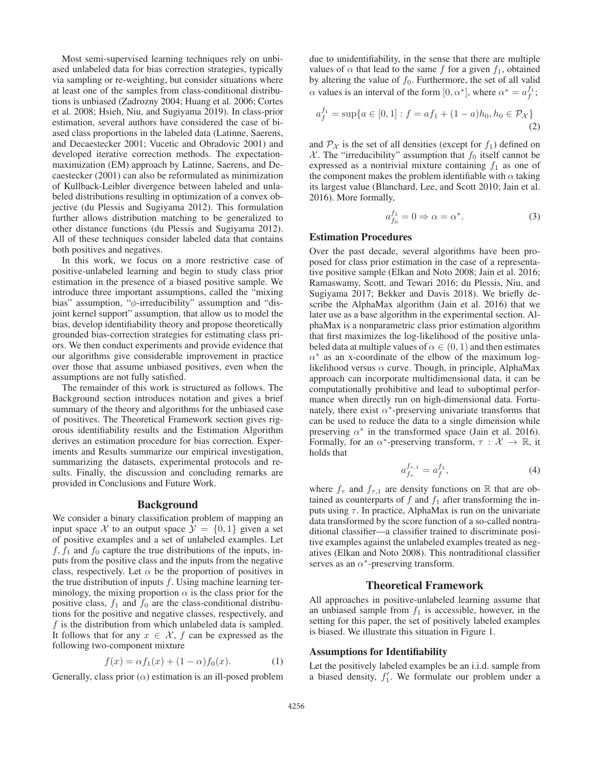Most semi-supervised learning techniques rely on unbiased unlabeled data for bias correction strategies, typically via sampling or re-weighting, but consider situations where at least one of the samples from class-conditional distributions is unbiased (Zadrozny 2004; Huang et al. 2006; Cortes et al. 2008; Hsieh, Niu, and Sugiyama 2019). In class-prior estimation, several authors have considered the case of biased class proportions in the labeled data (Latinne, Saerens, and Decaestecker 2001; Vucetic and Obradovic 2001) and developed iterative correction methods. The expectation-maximization (EM) approach by Latinne, Saerens, and Decaestecker (2001) can also be reformulated as minimization of Kullback-Leibler divergence between labeled and unlabeled distributions resulting in optimization of a convex objective (du Plessis and Sugiyama 2012). This formulation further allows distribution matching to be generalized to other distance functions (du Plessis and Sugiyama 2012). All of these techniques consider labeled data that contains both positives and negatives.

In this work, we focus on a more restrictive case of positive-unlabeled learning and begin to study class prior estimation in the presence of a biased positive sample. We introduce three important assumptions, called the "mixing bias" assumption, "$\phi$-irreducibility" assumption and "disjoint kernel support" assumption, that allow us to model the bias, develop identifiability theory and propose theoretically grounded bias-correction strategies for estimating class priors. We then conduct experiments and provide evidence that our algorithms give considerable improvement in practice over those that assume unbiased positives, even when the assumptions are not fully satisfied.

The remainder of this work is structured as follows. The Background section introduces notation and gives a brief summary of the theory and algorithms for the unbiased case of positives. The Theoretical Framework section gives rigorous identifiability results and the Estimation Algorithm derives an estimation procedure for bias correction. Experiments and Results summarize our empirical investigation, summarizing the datasets, experimental protocols and results. Finally, the discussion and concluding remarks are provided in Conclusions and Future Work.

## Background

We consider a binary classification problem of mapping an input space $\mathcal{X}$ to an output space $\mathcal{Y} = \{0, 1\}$ given a set of positive examples and a set of unlabeled examples. Let $f$, $f_1$ and $f_0$ capture the true distributions of the inputs, inputs from the positive class and the inputs from the negative class, respectively. Let $\alpha$ be the proportion of positives in the true distribution of inputs $f$. Using machine learning terminology, the mixing proportion $\alpha$ is the class prior for the positive class, $f_1$ and $f_0$ are the class-conditional distributions for the positive and negative classes, respectively, and $f$ is the distribution from which unlabeled data is sampled. It follows that for any $x \in \mathcal{X}$, $f$ can be expressed as the following two-component mixture

$$f(x) = \alpha f_1(x) + (1 - \alpha) f_0(x). \tag{1}$$

Generally, class prior ($\alpha$) estimation is an ill-posed problem due to unidentifiability, in the sense that there are multiple values of $\alpha$ that lead to the same $f$ for a given $f_1$, obtained by altering the value of $f_0$. Furthermore, the set of all valid $\alpha$ values is an interval of the form $[0, \alpha^*]$, where $\alpha^* = a_f^{f_1}$;

$$a_f^{f_1} = \sup\{a \in [0, 1] : f = af_1 + (1 - a)h_0, h_0 \in \mathcal{P}_\mathcal{X}\} \tag{2}$$

and $\mathcal{P}_\mathcal{X}$ is the set of all densities (except for $f_1$) defined on $\mathcal{X}$. The "irreducibility" assumption that $f_0$ itself cannot be expressed as a nontrivial mixture containing $f_1$ as one of the component makes the problem identifiable with $\alpha$ taking its largest value (Blanchard, Lee, and Scott 2010; Jain et al. 2016). More formally,

$$a_{f_0}^{f_1} = 0 \Rightarrow \alpha = \alpha^*. \tag{3}$$

### Estimation Procedures

Over the past decade, several algorithms have been proposed for class prior estimation in the case of a representative positive sample (Elkan and Noto 2008; Jain et al. 2016; Ramaswamy, Scott, and Tewari 2016; du Plessis, Niu, and Sugiyama 2017; Bekker and Davis 2018). We briefly describe the AlphaMax algorithm (Jain et al. 2016) that we later use as a base algorithm in the experimental section. AlphaMax is a nonparametric class prior estimation algorithm that first maximizes the log-likelihood of the positive unlabeled data at multiple values of $\alpha \in (0, 1)$ and then estimates $\alpha^*$ as an x-coordinate of the elbow of the maximum log-likelihood versus $\alpha$ curve. Though, in principle, AlphaMax approach can incorporate multidimensional data, it can be computationally prohibitive and lead to suboptimal performance when directly run on high-dimensional data. Fortunately, there exist $\alpha^*$-preserving univariate transforms that can be used to reduce the data to a single dimension while preserving $\alpha^*$ in the transformed space (Jain et al. 2016). Formally, for an $\alpha^*$-preserving transform, $\tau : \mathcal{X} \to \mathbb{R}$, it holds that

$$a_{f_\tau}^{f_{\tau,1}} = a_f^{f_1}, \tag{4}$$

where $f_\tau$ and $f_{\tau,1}$ are density functions on $\mathbb{R}$ that are obtained as counterparts of $f$ and $f_1$ after transforming the inputs using $\tau$. In practice, AlphaMax is run on the univariate data transformed by the score function of a so-called nontraditional classifier—a classifier trained to discriminate positive examples against the unlabeled examples treated as negatives (Elkan and Noto 2008). This nontraditional classifier serves as an $\alpha^*$-preserving transform.

## Theoretical Framework

All approaches in positive-unlabeled learning assume that an unbiased sample from $f_1$ is accessible, however, in the setting for this paper, the set of positively labeled examples is biased. We illustrate this situation in Figure 1.

### Assumptions for Identifiability

Let the positively labeled examples be an i.i.d. sample from a biased density, $f_1'$. We formulate our problem under a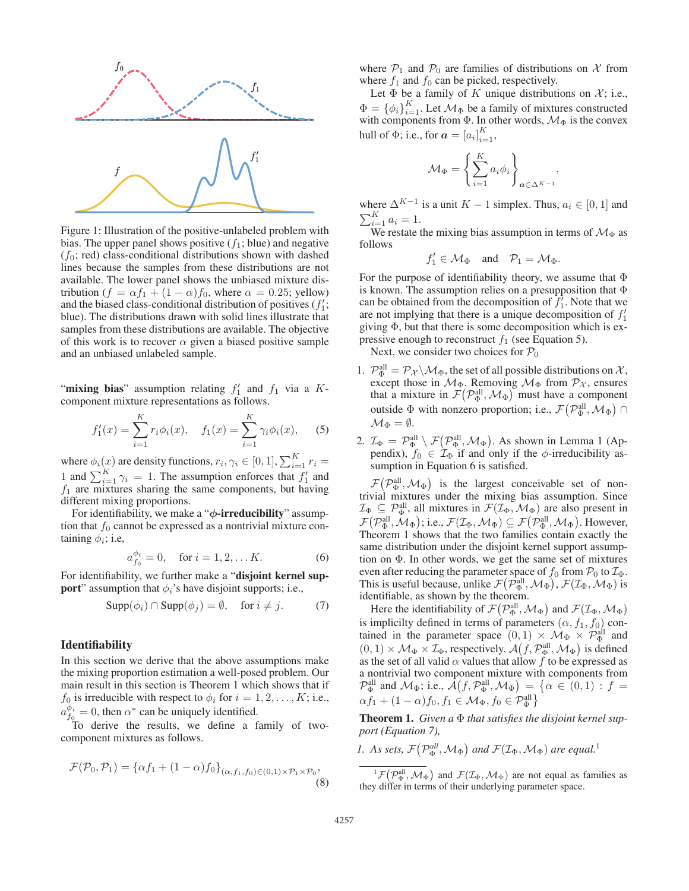Figure 1: Illustration of the positive-unlabeled problem with bias. The upper panel shows positive ($f_1$; blue) and negative ($f_0$; red) class-conditional distributions shown with dashed lines because the samples from these distributions are not available. The lower panel shows the unbiased mixture distribution ($f = \alpha f_1 + (1-\alpha) f_0$, where $\alpha = 0.25$; yellow) and the biased class-conditional distribution of positives ($f_1'$; blue). The distributions drawn with solid lines illustrate that samples from these distributions are available. The objective of this work is to recover $\alpha$ given a biased positive sample and an unbiased unlabeled sample.

"**mixing bias**" assumption relating $f_1'$ and $f_1$ via a $K$-component mixture representations as follows.

$$f_1'(x) = \sum_{i=1}^{K} r_i \phi_i(x), \quad f_1(x) = \sum_{i=1}^{K} \gamma_i \phi_i(x), \qquad (5)$$

where $\phi_i(x)$ are density functions, $r_i, \gamma_i \in [0,1]$, $\sum_{i=1}^{K} r_i = 1$ and $\sum_{i=1}^{K} \gamma_i = 1$. The assumption enforces that $f_1'$ and $f_1$ are mixtures sharing the same components, but having different mixing proportions.

For identifiability, we make a "**$\phi$-irreducibility**" assumption that $f_0$ cannot be expressed as a nontrivial mixture containing $\phi_i$; i.e,

$$a_{f_0}^{\phi_i} = 0, \quad \text{for } i = 1, 2, \ldots K. \qquad (6)$$

For identifiability, we further make a "**disjoint kernel support**" assumption that $\phi_i$'s have disjoint supports; i.e.,

$$\text{Supp}(\phi_i) \cap \text{Supp}(\phi_j) = \emptyset, \quad \text{for } i \neq j. \qquad (7)$$

## Identifiability

In this section we derive that the above assumptions make the mixing proportion estimation a well-posed problem. Our main result in this section is Theorem 1 which shows that if $f_0$ is irreducible with respect to $\phi_i$ for $i = 1, 2, \ldots, K$; i.e., $a_{f_0}^{\phi_i} = 0$, then $\alpha^*$ can be uniquely identified.

To derive the results, we define a family of two-component mixtures as follows.

$$\mathcal{F}(\mathcal{P}_0, \mathcal{P}_1) = \{\alpha f_1 + (1-\alpha) f_0\}_{(\alpha, f_1, f_0) \in (0,1) \times \mathcal{P}_1 \times \mathcal{P}_0}, \qquad (8)$$

where $\mathcal{P}_1$ and $\mathcal{P}_0$ are families of distributions on $\mathcal{X}$ from where $f_1$ and $f_0$ can be picked, respectively.

Let $\Phi$ be a family of $K$ unique distributions on $\mathcal{X}$; i.e., $\Phi = \{\phi_i\}_{i=1}^{K}$. Let $\mathcal{M}_\Phi$ be a family of mixtures constructed with components from $\Phi$. In other words, $\mathcal{M}_\Phi$ is the convex hull of $\Phi$; i.e., for $\boldsymbol{a} = [a_i]_{i=1}^{K}$,

$$\mathcal{M}_\Phi = \left\{ \sum_{i=1}^{K} a_i \phi_i \right\}_{\boldsymbol{a} \in \Delta^{K-1}},$$

where $\Delta^{K-1}$ is a unit $K-1$ simplex. Thus, $a_i \in [0,1]$ and $\sum_{i=1}^{K} a_i = 1$.

We restate the mixing bias assumption in terms of $\mathcal{M}_\Phi$ as follows

$$f_1' \in \mathcal{M}_\Phi \quad \text{and} \quad \mathcal{P}_1 = \mathcal{M}_\Phi.$$

For the purpose of identifiability theory, we assume that $\Phi$ is known. The assumption relies on a presupposition that $\Phi$ can be obtained from the decomposition of $f_1'$. Note that we are not implying that there is a unique decomposition of $f_1'$ giving $\Phi$, but that there is some decomposition which is expressive enough to reconstruct $f_1$ (see Equation 5).

Next, we consider two choices for $\mathcal{P}_0$

1. $\mathcal{P}_\Phi^{\text{all}} = \mathcal{P}_\mathcal{X} \setminus \mathcal{M}_\Phi$, the set of all possible distributions on $\mathcal{X}$, except those in $\mathcal{M}_\Phi$. Removing $\mathcal{M}_\Phi$ from $\mathcal{P}_\mathcal{X}$, ensures that a mixture in $\mathcal{F}(\mathcal{P}_\Phi^{\text{all}}, \mathcal{M}_\Phi)$ must have a component outside $\Phi$ with nonzero proportion; i.e., $\mathcal{F}(\mathcal{P}_\Phi^{\text{all}}, \mathcal{M}_\Phi) \cap \mathcal{M}_\Phi = \emptyset$.
2. $\mathcal{I}_\Phi = \mathcal{P}_\Phi^{\text{all}} \setminus \mathcal{F}(\mathcal{P}_\Phi^{\text{all}}, \mathcal{M}_\Phi)$. As shown in Lemma 1 (Appendix), $f_0 \in \mathcal{I}_\Phi$ if and only if the $\phi$-irreducibility assumption in Equation 6 is satisfied.

$\mathcal{F}(\mathcal{P}_\Phi^{\text{all}}, \mathcal{M}_\Phi)$ is the largest conceivable set of nontrivial mixtures under the mixing bias assumption. Since $\mathcal{I}_\Phi \subseteq \mathcal{P}_\Phi^{\text{all}}$, all mixtures in $\mathcal{F}(\mathcal{I}_\Phi, \mathcal{M}_\Phi)$ are also present in $\mathcal{F}(\mathcal{P}_\Phi^{\text{all}}, \mathcal{M}_\Phi)$; i.e., $\mathcal{F}(\mathcal{I}_\Phi, \mathcal{M}_\Phi) \subseteq \mathcal{F}(\mathcal{P}_\Phi^{\text{all}}, \mathcal{M}_\Phi)$. However, Theorem 1 shows that the two families contain exactly the same distribution under the disjoint kernel support assumption on $\Phi$. In other words, we get the same set of mixtures even after reducing the parameter space of $f_0$ from $\mathcal{P}_0$ to $\mathcal{I}_\Phi$. This is useful because, unlike $\mathcal{F}(\mathcal{P}_\Phi^{\text{all}}, \mathcal{M}_\Phi)$, $\mathcal{F}(\mathcal{I}_\Phi, \mathcal{M}_\Phi)$ is identifiable, as shown by the theorem.

Here the identifiability of $\mathcal{F}(\mathcal{P}_\Phi^{\text{all}}, \mathcal{M}_\Phi)$ and $\mathcal{F}(\mathcal{I}_\Phi, \mathcal{M}_\Phi)$ is implicilty defined in terms of parameters $(\alpha, f_1, f_0)$ contained in the parameter space $(0,1) \times \mathcal{M}_\Phi \times \mathcal{P}_\Phi^{\text{all}}$ and $(0,1) \times \mathcal{M}_\Phi \times \mathcal{I}_\Phi$, respectively. $\mathcal{A}(f, \mathcal{P}_\Phi^{\text{all}}, \mathcal{M}_\Phi)$ is defined as the set of all valid $\alpha$ values that allow $f$ to be expressed as a nontrivial two component mixture with components from $\mathcal{P}_\Phi^{\text{all}}$ and $\mathcal{M}_\Phi$; i.e., $\mathcal{A}(f, \mathcal{P}_\Phi^{\text{all}}, \mathcal{M}_\Phi) = \{\alpha \in (0,1) : f = \alpha f_1 + (1-\alpha) f_0, f_1 \in \mathcal{M}_\Phi, f_0 \in \mathcal{P}_\Phi^{\text{all}}\}$

**Theorem 1.** *Given a $\Phi$ that satisfies the disjoint kernel support (Equation 7),*

1. *As sets, $\mathcal{F}(\mathcal{P}_\Phi^{all}, \mathcal{M}_\Phi)$ and $\mathcal{F}(\mathcal{I}_\Phi, \mathcal{M}_\Phi)$ are equal.*[1]

[1] $\mathcal{F}(\mathcal{P}_\Phi^{\text{all}}, \mathcal{M}_\Phi)$ and $\mathcal{F}(\mathcal{I}_\Phi, \mathcal{M}_\Phi)$ are not equal as families as they differ in terms of their underlying parameter space.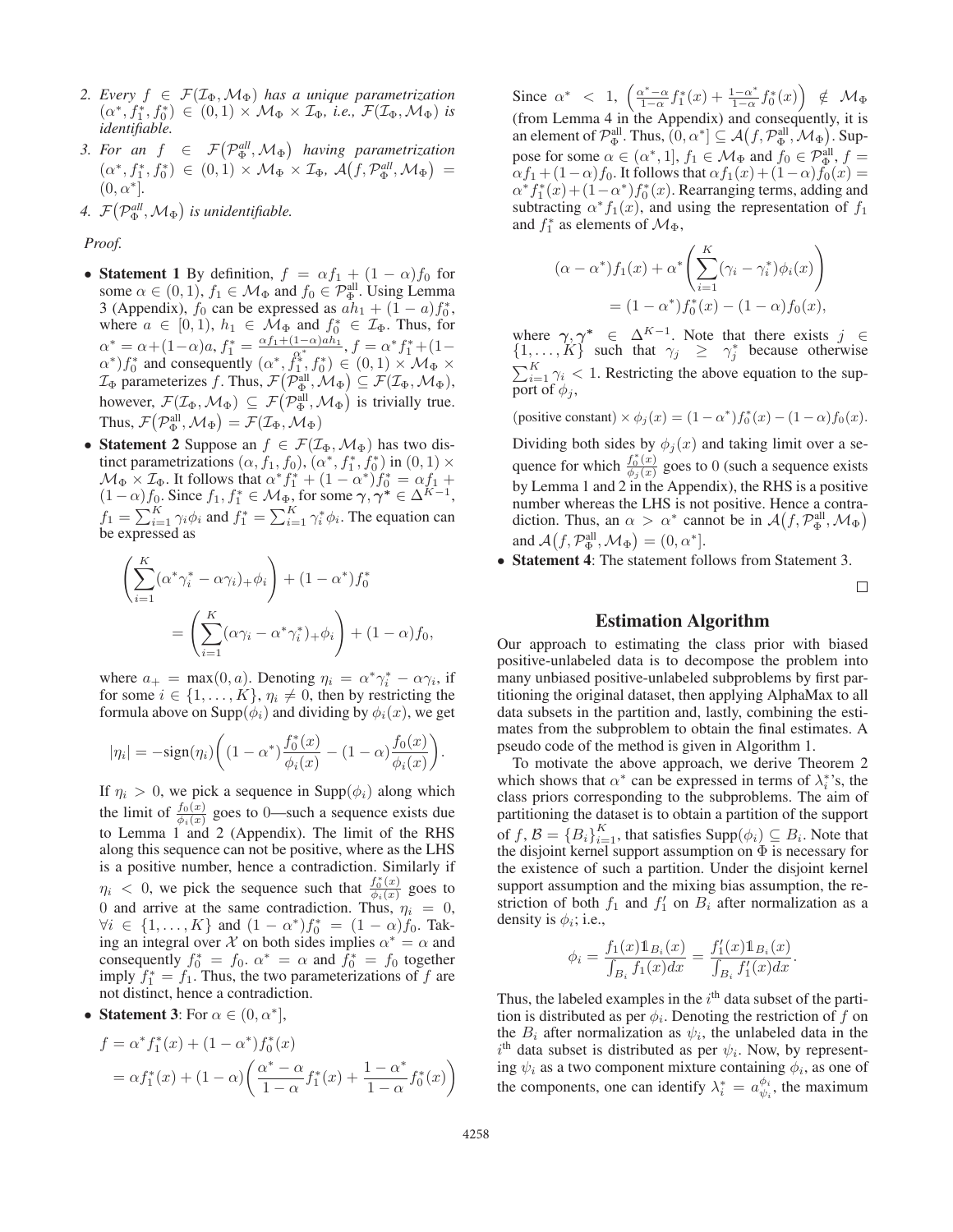2. *Every* $f \in \mathcal{F}(\mathcal{I}_\Phi, \mathcal{M}_\Phi)$ *has a unique parametrization* $(\alpha^*, f_1^*, f_0^*) \in (0,1) \times \mathcal{M}_\Phi \times \mathcal{I}_\Phi$*, i.e.,* $\mathcal{F}(\mathcal{I}_\Phi, \mathcal{M}_\Phi)$ *is identifiable.*
3. *For an* $f \in \mathcal{F}(\mathcal{P}_\Phi^{all}, \mathcal{M}_\Phi)$ *having parametrization* $(\alpha^*, f_1^*, f_0^*) \in (0,1) \times \mathcal{M}_\Phi \times \mathcal{I}_\Phi$*,* $\mathcal{A}(f, \mathcal{P}_\Phi^{all}, \mathcal{M}_\Phi) = (0, \alpha^*]$*.*
4. $\mathcal{F}(\mathcal{P}_\Phi^{all}, \mathcal{M}_\Phi)$ *is unidentifiable.*

*Proof.*

- **Statement 1** By definition, $f = \alpha f_1 + (1-\alpha) f_0$ for some $\alpha \in (0,1)$, $f_1 \in \mathcal{M}_\Phi$ and $f_0 \in \mathcal{P}_\Phi^{\text{all}}$. Using Lemma 3 (Appendix), $f_0$ can be expressed as $a h_1 + (1-a) f_0^*$, where $a \in [0,1)$, $h_1 \in \mathcal{M}_\Phi$ and $f_0^* \in \mathcal{I}_\Phi$. Thus, for $\alpha^* = \alpha + (1-\alpha)a$, $f_1^* = \frac{\alpha f_1 + (1-\alpha) a h_1}{\alpha^*}$, $f = \alpha^* f_1^* + (1-\alpha^*) f_0^*$ and consequently $(\alpha^*, f_1^*, f_0^*) \in (0,1) \times \mathcal{M}_\Phi \times \mathcal{I}_\Phi$ parameterizes $f$. Thus, $\mathcal{F}(\mathcal{P}_\Phi^{\text{all}}, \mathcal{M}_\Phi) \subseteq \mathcal{F}(\mathcal{I}_\Phi, \mathcal{M}_\Phi)$, however, $\mathcal{F}(\mathcal{I}_\Phi, \mathcal{M}_\Phi) \subseteq \mathcal{F}(\mathcal{P}_\Phi^{\text{all}}, \mathcal{M}_\Phi)$ is trivially true. Thus, $\mathcal{F}(\mathcal{P}_\Phi^{\text{all}}, \mathcal{M}_\Phi) = \mathcal{F}(\mathcal{I}_\Phi, \mathcal{M}_\Phi)$

- **Statement 2** Suppose an $f \in \mathcal{F}(\mathcal{I}_\Phi, \mathcal{M}_\Phi)$ has two distinct parametrizations $(\alpha, f_1, f_0)$, $(\alpha^*, f_1^*, f_0^*)$ in $(0,1) \times \mathcal{M}_\Phi \times \mathcal{I}_\Phi$. It follows that $\alpha^* f_1^* + (1-\alpha^*) f_0^* = \alpha f_1 + (1-\alpha) f_0$. Since $f_1, f_1^* \in \mathcal{M}_\Phi$, for some $\boldsymbol{\gamma}, \boldsymbol{\gamma}^* \in \Delta^{K-1}$, $f_1 = \sum_{i=1}^K \gamma_i \phi_i$ and $f_1^* = \sum_{i=1}^K \gamma_i^* \phi_i$. The equation can be expressed as

$$\left( \sum_{i=1}^K (\alpha^* \gamma_i^* - \alpha \gamma_i)_+ \phi_i \right) + (1-\alpha^*) f_0^* = \left( \sum_{i=1}^K (\alpha \gamma_i - \alpha^* \gamma_i^*)_+ \phi_i \right) + (1-\alpha) f_0,$$

where $a_+ = \max(0, a)$. Denoting $\eta_i = \alpha^* \gamma_i^* - \alpha \gamma_i$, if for some $i \in \{1, \ldots, K\}$, $\eta_i \neq 0$, then by restricting the formula above on $\text{Supp}(\phi_i)$ and dividing by $\phi_i(x)$, we get

$$|\eta_i| = -\text{sign}(\eta_i) \left( (1-\alpha^*) \frac{f_0^*(x)}{\phi_i(x)} - (1-\alpha) \frac{f_0(x)}{\phi_i(x)} \right).$$

If $\eta_i > 0$, we pick a sequence in $\text{Supp}(\phi_i)$ along which the limit of $\frac{f_0(x)}{\phi_i(x)}$ goes to 0—such a sequence exists due to Lemma 1 and 2 (Appendix). The limit of the RHS along this sequence can not be positive, where as the LHS is a positive number, hence a contradiction. Similarly if $\eta_i < 0$, we pick the sequence such that $\frac{f_0^*(x)}{\phi_i(x)}$ goes to 0 and arrive at the same contradiction. Thus, $\eta_i = 0$, $\forall i \in \{1, \ldots, K\}$ and $(1-\alpha^*) f_0^* = (1-\alpha) f_0$. Taking an integral over $\mathcal{X}$ on both sides implies $\alpha^* = \alpha$ and consequently $f_0^* = f_0$. $\alpha^* = \alpha$ and $f_0^* = f_0$ together imply $f_1^* = f_1$. Thus, the two parameterizations of $f$ are not distinct, hence a contradiction.

- **Statement 3**: For $\alpha \in (0, \alpha^*]$,

$$\begin{aligned} f &= \alpha^* f_1^*(x) + (1-\alpha^*) f_0^*(x) \\ &= \alpha f_1^*(x) + (1-\alpha) \left( \frac{\alpha^* - \alpha}{1-\alpha} f_1^*(x) + \frac{1-\alpha^*}{1-\alpha} f_0^*(x) \right) \end{aligned}$$

Since $\alpha^* < 1$, $\left( \frac{\alpha^* - \alpha}{1-\alpha} f_1^*(x) + \frac{1-\alpha^*}{1-\alpha} f_0^*(x) \right) \notin \mathcal{M}_\Phi$ (from Lemma 4 in the Appendix) and consequently, it is an element of $\mathcal{P}_\Phi^{\text{all}}$. Thus, $(0, \alpha^*] \subseteq \mathcal{A}(f, \mathcal{P}_\Phi^{\text{all}}, \mathcal{M}_\Phi)$. Suppose for some $\alpha \in (\alpha^*, 1]$, $f_1 \in \mathcal{M}_\Phi$ and $f_0 \in \mathcal{P}_\Phi^{\text{all}}$, $f = \alpha f_1 + (1-\alpha) f_0$. It follows that $\alpha f_1(x) + (1-\alpha) f_0(x) = \alpha^* f_1^*(x) + (1-\alpha^*) f_0^*(x)$. Rearranging terms, adding and subtracting $\alpha^* f_1(x)$, and using the representation of $f_1$ and $f_1^*$ as elements of $\mathcal{M}_\Phi$,

$$(\alpha - \alpha^*) f_1(x) + \alpha^* \left( \sum_{i=1}^K (\gamma_i - \gamma_i^*) \phi_i(x) \right) = (1-\alpha^*) f_0^*(x) - (1-\alpha) f_0(x),$$

where $\boldsymbol{\gamma}, \boldsymbol{\gamma}^* \in \Delta^{K-1}$. Note that there exists $j \in \{1, \ldots, K\}$ such that $\gamma_j \geq \gamma_j^*$ because otherwise $\sum_{i=1}^K \gamma_i < 1$. Restricting the above equation to the support of $\phi_j$,

$$(\text{positive constant}) \times \phi_j(x) = (1-\alpha^*) f_0^*(x) - (1-\alpha) f_0(x).$$

Dividing both sides by $\phi_j(x)$ and taking limit over a sequence for which $\frac{f_0^*(x)}{\phi_j(x)}$ goes to 0 (such a sequence exists by Lemma 1 and 2 in the Appendix), the RHS is a positive number whereas the LHS is not positive. Hence a contradiction. Thus, an $\alpha > \alpha^*$ cannot be in $\mathcal{A}(f, \mathcal{P}_\Phi^{\text{all}}, \mathcal{M}_\Phi)$ and $\mathcal{A}(f, \mathcal{P}_\Phi^{\text{all}}, \mathcal{M}_\Phi) = (0, \alpha^*]$.

- **Statement 4**: The statement follows from Statement 3.

□

## Estimation Algorithm

Our approach to estimating the class prior with biased positive-unlabeled data is to decompose the problem into many unbiased positive-unlabeled subproblems by first partitioning the original dataset, then applying AlphaMax to all data subsets in the partition and, lastly, combining the estimates from the subproblem to obtain the final estimates. A pseudo code of the method is given in Algorithm 1.

To motivate the above approach, we derive Theorem 2 which shows that $\alpha^*$ can be expressed in terms of $\lambda_i^*$'s, the class priors corresponding to the subproblems. The aim of partitioning the dataset is to obtain a partition of the support of $f$, $\mathcal{B} = \{B_i\}_{i=1}^K$, that satisfies $\text{Supp}(\phi_i) \subseteq B_i$. Note that the disjoint kernel support assumption on $\Phi$ is necessary for the existence of such a partition. Under the disjoint kernel support assumption and the mixing bias assumption, the restriction of both $f_1$ and $f_1'$ on $B_i$ after normalization as a density is $\phi_i$; i.e.,

$$\phi_i = \frac{f_1(x) \mathbb{1}_{B_i}(x)}{\int_{B_i} f_1(x) dx} = \frac{f_1'(x) \mathbb{1}_{B_i}(x)}{\int_{B_i} f_1'(x) dx}.$$

Thus, the labeled examples in the $i^{\text{th}}$ data subset of the partition is distributed as per $\phi_i$. Denoting the restriction of $f$ on the $B_i$ after normalization as $\psi_i$, the unlabeled data in the $i^{\text{th}}$ data subset is distributed as per $\psi_i$. Now, by representing $\psi_i$ as a two component mixture containing $\phi_i$, as one of the components, one can identify $\lambda_i^* = a_{\psi_i}^{\phi_i}$, the maximum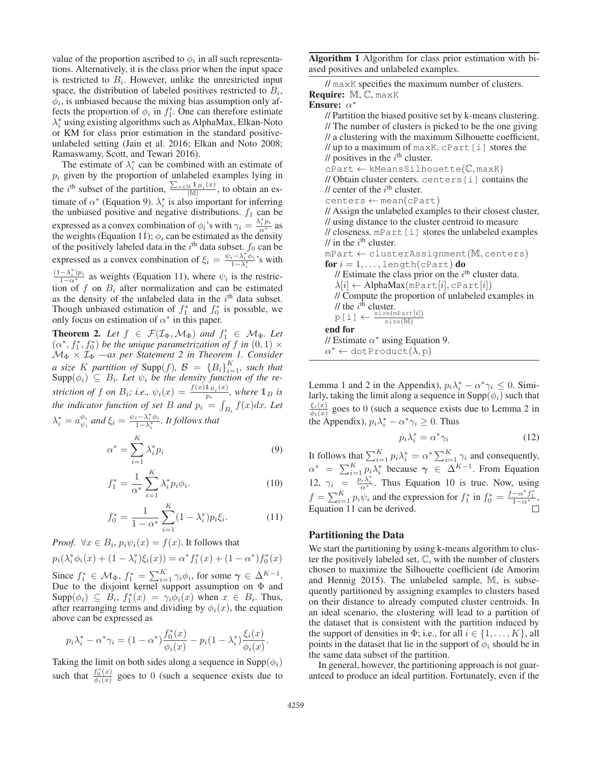value of the proportion ascribed to $\phi_i$ in all such representations. Alternatively, it is the class prior when the input space is restricted to $B_i$. However, unlike the unrestricted input space, the distribution of labeled positives restricted to $B_i$, $\phi_i$, is unbiased because the mixing bias assumption only affects the proportion of $\phi_i$ in $f_1'$. One can therefore estimate $\lambda_i^*$ using existing algorithms such as AlphaMax, Elkan-Noto or KM for class prior estimation in the standard positive-unlabeled setting (Jain et al. 2016; Elkan and Noto 2008; Ramaswamy, Scott, and Tewari 2016).

The estimate of $\lambda_i^*$ can be combined with an estimate of $p_i$ given by the proportion of unlabeled examples lying in the $i^{\text{th}}$ subset of the partition, $\frac{\sum_{x \in \mathbb{M}} \mathbb{1}_{B_i}(x)}{|\mathbb{M}|}$, to obtain an estimate of $\alpha^*$ (Equation 9). $\lambda_i^*$ is also important for inferring the unbiased positive and negative distributions. $f_1$ can be expressed as a convex combination of $\phi_i$'s with $\gamma_i = \frac{\lambda_i^* p_i}{\alpha^*}$ as the weights (Equation 11); $\phi_i$ can be estimated as the density of the positively labeled data in the $i^{\text{th}}$ data subset. $f_0$ can be expressed as a convex combination of $\xi_i = \frac{\psi_i - \lambda_i^* \phi_i}{1-\lambda_i^*}$'s with $\frac{(1-\lambda_i^*)p_i}{1-\alpha^*}$ as weights (Equation 11), where $\psi_i$ is the restriction of $f$ on $B_i$ after normalization and can be estimated as the density of the unlabeled data in the $i^{\text{th}}$ data subset. Though unbiased estimation of $f_1^*$ and $f_0^*$ is possible, we only focus on estimation of $\alpha^*$ in this paper.

**Theorem 2.** *Let $f \in \mathcal{F}(\mathcal{I}_\Phi, \mathcal{M}_\Phi)$ and $f_1' \in \mathcal{M}_\Phi$. Let $(\alpha^*, f_1^*, f_0^*)$ be the unique parametrization of $f$ in $(0,1) \times \mathcal{M}_\Phi \times \mathcal{I}_\Phi$ —as per Statement 2 in Theorem 1. Consider a size $K$ partition of* $\text{Supp}(f)$*, $\mathcal{B} = \{B_i\}_{i=1}^K$, such that* $\text{Supp}(\phi_i) \subseteq B_i$*. Let $\psi_i$ be the density function of the restriction of $f$ on $B_i$; i.e., $\psi_i(x) = \frac{f(x)\mathbb{1}_{B_i}(x)}{p_i}$, where $\mathbb{1}_B$ is the indicator function of set $B$ and $p_i = \int_{B_i} f(x)dx$. Let $\lambda_i^* = a_{\psi_i}^{\phi_i}$ and $\xi_i = \frac{\psi_i - \lambda_i^* \phi_i}{1-\lambda_i^*}$. It follows that*

$$\alpha^* = \sum_{i=1}^{K} \lambda_i^* p_i \tag{9}$$

$$f_1^* = \frac{1}{\alpha^*} \sum_{i=1}^{K} \lambda_i^* p_i \phi_i. \tag{10}$$

$$f_0^* = \frac{1}{1-\alpha^*} \sum_{i=1}^{K} (1-\lambda_i^*) p_i \xi_i. \tag{11}$$

*Proof.* $\forall x \in B_i$, $p_i \psi_i(x) = f(x)$. It follows that

$$p_i(\lambda_i^* \phi_i(x) + (1-\lambda_i^*)\xi_i(x)) = \alpha^* f_1^*(x) + (1-\alpha^*) f_0^*(x)$$

Since $f_1^* \in \mathcal{M}_\Phi$, $f_1^* = \sum_{i=1}^K \gamma_i \phi_i$, for some $\boldsymbol{\gamma} \in \Delta^{K-1}$. Due to the disjoint kernel support assumption on $\Phi$ and $\text{Supp}(\phi_i) \subseteq B_i$, $f_1^*(x) = \gamma_i \phi_i(x)$ when $x \in B_i$. Thus, after rearranging terms and dividing by $\phi_i(x)$, the equation above can be expressed as

$$p_i \lambda_i^* - \alpha^* \gamma_i = (1-\alpha^*) \frac{f_0^*(x)}{\phi_i(x)} - p_i(1-\lambda_i^*) \frac{\xi_i(x)}{\phi_i(x)}.$$

Taking the limit on both sides along a sequence in $\text{Supp}(\phi_i)$ such that $\frac{f_0^*(x)}{\phi_i(x)}$ goes to 0 (such a sequence exists due to Lemma 1 and 2 in the Appendix), $p_i \lambda_i^* - \alpha^* \gamma_i \leq 0$. Similarly, taking the limit along a sequence in $\text{Supp}(\phi_i)$ such that $\frac{\xi_i(x)}{\phi_i(x)}$ goes to 0 (such a sequence exists due to Lemma 2 in the Appendix), $p_i \lambda_i^* - \alpha^* \gamma_i \geq 0$. Thus

$$p_i \lambda_i^* = \alpha^* \gamma_i \tag{12}$$

It follows that $\sum_{i=1}^K p_i \lambda_i^* = \alpha^* \sum_{i=1}^K \gamma_i$ and consequently, $\alpha^* = \sum_{i=1}^K p_i \lambda_i^*$ because $\boldsymbol{\gamma} \in \Delta^{K-1}$. From Equation 12, $\gamma_i = \frac{p_i \lambda_i^*}{\alpha^*}$. Thus Equation 10 is true. Now, using $f = \sum_{i=1}^K p_i \psi_i$ and the expression for $f_1^*$ in $f_0^* = \frac{f - \alpha^* f_1^*}{1-\alpha^*}$, Equation 11 can be derived. ∎

**Algorithm 1** Algorithm for class prior estimation with biased positives and unlabeled examples.

```
// maxK specifies the maximum number of clusters.
Require: 𝕄, ℂ, maxK
Ensure: α*
  // Partition the biased positive set by k-means clustering.
  // The number of clusters is picked to be the one giving
  // a clustering with the maximum Silhouette coefficient,
  // up to a maximum of maxK. cPart[i] stores the
  // positives in the i-th cluster.
  cPart ← kMeansSilhouette(ℂ, maxK)
  // Obtain cluster centers. centers[i] contains the
  // center of the i-th cluster.
  centers ← mean(cPart)
  // Assign the unlabeled examples to their closest cluster,
  // using distance to the cluster centroid to measure
  // closeness. mPart[i] stores the unlabeled examples
  // in the i-th cluster.
  mPart ← clusterAssignment(𝕄, centers)
  for i = 1, ..., length(cPart) do
    // Estimate the class prior on the i-th cluster data.
    λ[i] ← AlphaMax(mPart[i], cPart[i])
    // Compute the proportion of unlabeled examples in
    // the i-th cluster.
    p[i] ← size(mPart[i]) / size(𝕄)
  end for
  // Estimate α* using Equation 9.
  α* ← dotProduct(λ, p)
```

## Partitioning the Data

We start the partitioning by using k-means algorithm to cluster the positively labeled set, $\mathbb{C}$, with the number of clusters chosen to maximize the Silhouette coefficient (de Amorim and Hennig 2015). The unlabeled sample, $\mathbb{M}$, is subsequently partitioned by assigning examples to clusters based on their distance to already computed cluster centroids. In an ideal scenario, the clustering will lead to a partition of the dataset that is consistent with the partition induced by the support of densities in $\Phi$; i.e., for all $i \in \{1, \ldots, K\}$, all points in the dataset that lie in the support of $\phi_i$ should be in the same data subset of the partition.

In general, however, the partitioning approach is not guaranteed to produce an ideal partition. Fortunately, even if the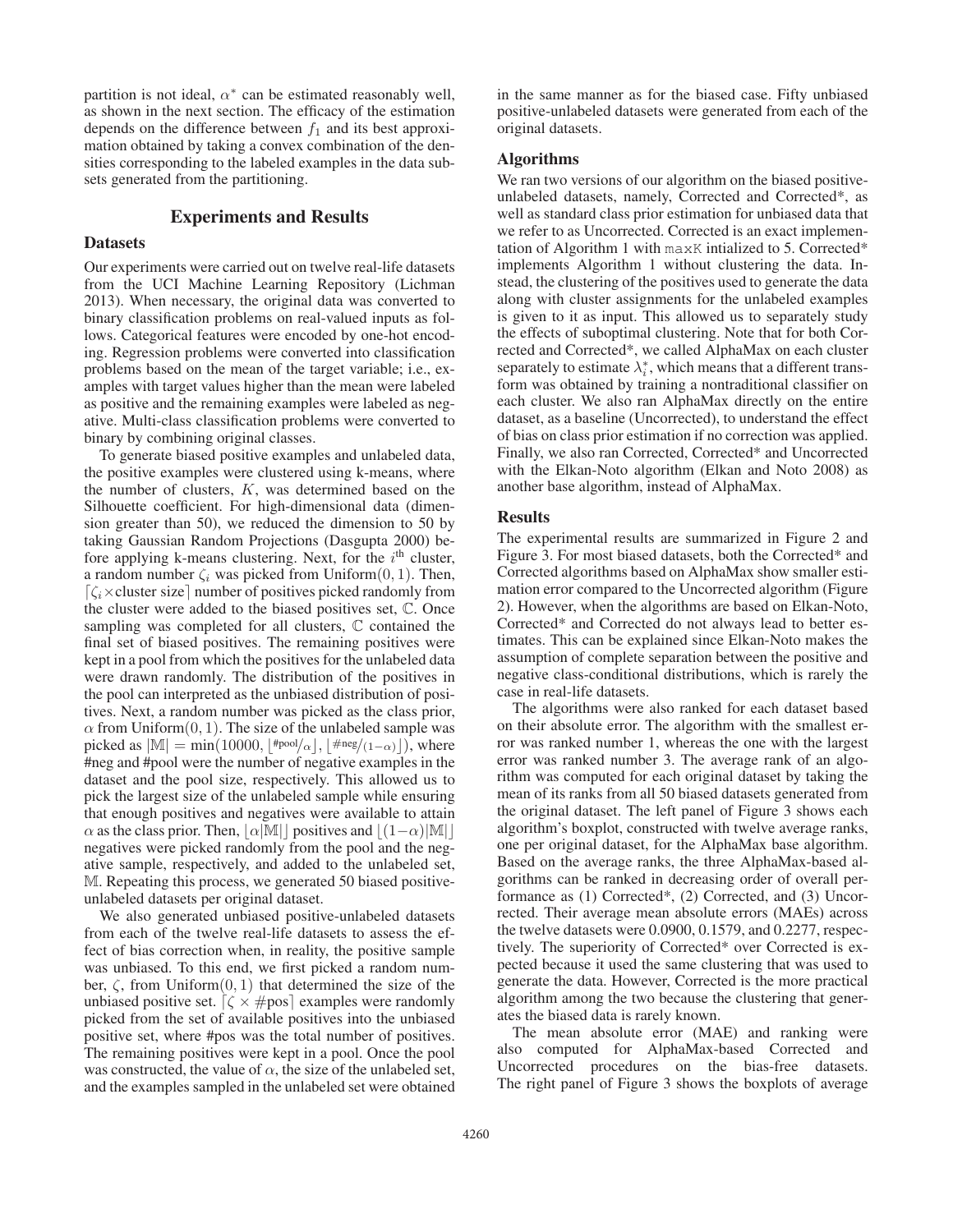partition is not ideal, $\alpha^*$ can be estimated reasonably well, as shown in the next section. The efficacy of the estimation depends on the difference between $f_1$ and its best approximation obtained by taking a convex combination of the densities corresponding to the labeled examples in the data subsets generated from the partitioning.

## Experiments and Results

### Datasets

Our experiments were carried out on twelve real-life datasets from the UCI Machine Learning Repository (Lichman 2013). When necessary, the original data was converted to binary classification problems on real-valued inputs as follows. Categorical features were encoded by one-hot encoding. Regression problems were converted into classification problems based on the mean of the target variable; i.e., examples with target values higher than the mean were labeled as positive and the remaining examples were labeled as negative. Multi-class classification problems were converted to binary by combining original classes.

To generate biased positive examples and unlabeled data, the positive examples were clustered using k-means, where the number of clusters, $K$, was determined based on the Silhouette coefficient. For high-dimensional data (dimension greater than 50), we reduced the dimension to 50 by taking Gaussian Random Projections (Dasgupta 2000) before applying k-means clustering. Next, for the $i^{\text{th}}$ cluster, a random number $\zeta_i$ was picked from Uniform$(0, 1)$. Then, $\lceil \zeta_i \times \text{cluster size} \rceil$ number of positives picked randomly from the cluster were added to the biased positives set, $\mathbb{C}$. Once sampling was completed for all clusters, $\mathbb{C}$ contained the final set of biased positives. The remaining positives were kept in a pool from which the positives for the unlabeled data were drawn randomly. The distribution of the positives in the pool can interpreted as the unbiased distribution of positives. Next, a random number was picked as the class prior, $\alpha$ from Uniform$(0, 1)$. The size of the unlabeled sample was picked as $|\mathbb{M}| = \min(10000, \lfloor \#\text{pool}/\alpha \rfloor, \lfloor \#\text{neg}/(1-\alpha) \rfloor)$, where #neg and #pool were the number of negative examples in the dataset and the pool size, respectively. This allowed us to pick the largest size of the unlabeled sample while ensuring that enough positives and negatives were available to attain $\alpha$ as the class prior. Then, $\lfloor \alpha |\mathbb{M}| \rfloor$ positives and $\lfloor (1-\alpha)|\mathbb{M}| \rfloor$ negatives were picked randomly from the pool and the negative sample, respectively, and added to the unlabeled set, $\mathbb{M}$. Repeating this process, we generated 50 biased positive-unlabeled datasets per original dataset.

We also generated unbiased positive-unlabeled datasets from each of the twelve real-life datasets to assess the effect of bias correction when, in reality, the positive sample was unbiased. To this end, we first picked a random number, $\zeta$, from Uniform$(0, 1)$ that determined the size of the unbiased positive set. $\lceil \zeta \times \#\text{pos} \rceil$ examples were randomly picked from the set of available positives into the unbiased positive set, where #pos was the total number of positives. The remaining positives were kept in a pool. Once the pool was constructed, the value of $\alpha$, the size of the unlabeled set, and the examples sampled in the unlabeled set were obtained in the same manner as for the biased case. Fifty unbiased positive-unlabeled datasets were generated from each of the original datasets.

### Algorithms

We ran two versions of our algorithm on the biased positive-unlabeled datasets, namely, Corrected and Corrected*, as well as standard class prior estimation for unbiased data that we refer to as Uncorrected. Corrected is an exact implementation of Algorithm 1 with `maxK` intialized to 5. Corrected* implements Algorithm 1 without clustering the data. Instead, the clustering of the positives used to generate the data along with cluster assignments for the unlabeled examples is given to it as input. This allowed us to separately study the effects of suboptimal clustering. Note that for both Corrected and Corrected*, we called AlphaMax on each cluster separately to estimate $\lambda_i^*$, which means that a different transform was obtained by training a nontraditional classifier on each cluster. We also ran AlphaMax directly on the entire dataset, as a baseline (Uncorrected), to understand the effect of bias on class prior estimation if no correction was applied. Finally, we also ran Corrected, Corrected* and Uncorrected with the Elkan-Noto algorithm (Elkan and Noto 2008) as another base algorithm, instead of AlphaMax.

### Results

The experimental results are summarized in Figure 2 and Figure 3. For most biased datasets, both the Corrected* and Corrected algorithms based on AlphaMax show smaller estimation error compared to the Uncorrected algorithm (Figure 2). However, when the algorithms are based on Elkan-Noto, Corrected* and Corrected do not always lead to better estimates. This can be explained since Elkan-Noto makes the assumption of complete separation between the positive and negative class-conditional distributions, which is rarely the case in real-life datasets.

The algorithms were also ranked for each dataset based on their absolute error. The algorithm with the smallest error was ranked number 1, whereas the one with the largest error was ranked number 3. The average rank of an algorithm was computed for each original dataset by taking the mean of its ranks from all 50 biased datasets generated from the original dataset. The left panel of Figure 3 shows each algorithm's boxplot, constructed with twelve average ranks, one per original dataset, for the AlphaMax base algorithm. Based on the average ranks, the three AlphaMax-based algorithms can be ranked in decreasing order of overall performance as (1) Corrected*, (2) Corrected, and (3) Uncorrected. Their average mean absolute errors (MAEs) across the twelve datasets were 0.0900, 0.1579, and 0.2277, respectively. The superiority of Corrected* over Corrected is expected because it used the same clustering that was used to generate the data. However, Corrected is the more practical algorithm among the two because the clustering that generates the biased data is rarely known.

The mean absolute error (MAE) and ranking were also computed for AlphaMax-based Corrected and Uncorrected procedures on the bias-free datasets. The right panel of Figure 3 shows the boxplots of average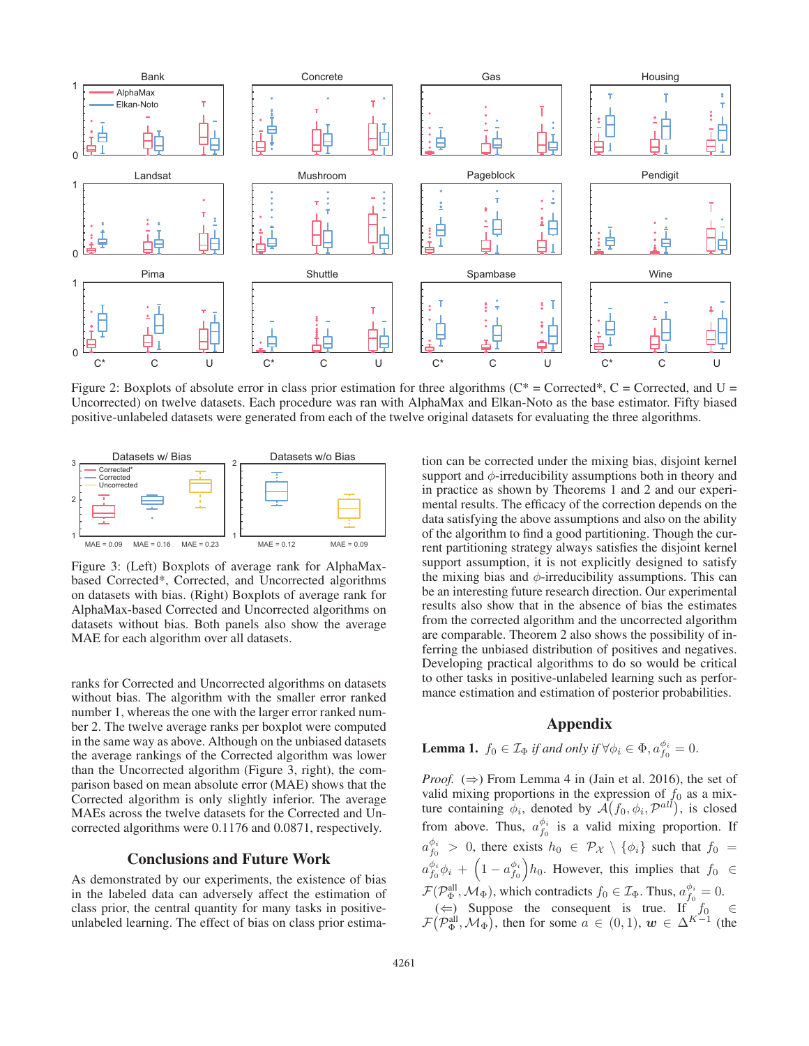Figure 2: Boxplots of absolute error in class prior estimation for three algorithms (C* = Corrected*, C = Corrected, and U = Uncorrected) on twelve datasets. Each procedure was ran with AlphaMax and Elkan-Noto as the base estimator. Fifty biased positive-unlabeled datasets were generated from each of the twelve original datasets for evaluating the three algorithms.

Figure 3: (Left) Boxplots of average rank for AlphaMax-based Corrected*, Corrected, and Uncorrected algorithms on datasets with bias. (Right) Boxplots of average rank for AlphaMax-based Corrected and Uncorrected algorithms on datasets without bias. Both panels also show the average MAE for each algorithm over all datasets.

ranks for Corrected and Uncorrected algorithms on datasets without bias. The algorithm with the smaller error ranked number 1, whereas the one with the larger error ranked number 2. The twelve average ranks per boxplot were computed in the same way as above. Although on the unbiased datasets the average rankings of the Corrected algorithm was lower than the Uncorrected algorithm (Figure 3, right), the comparison based on mean absolute error (MAE) shows that the Corrected algorithm is only slightly inferior. The average MAEs across the twelve datasets for the Corrected and Uncorrected algorithms were 0.1176 and 0.0871, respectively.

## Conclusions and Future Work

As demonstrated by our experiments, the existence of bias in the labeled data can adversely affect the estimation of class prior, the central quantity for many tasks in positive-unlabeled learning. The effect of bias on class prior estimation can be corrected under the mixing bias, disjoint kernel support and $\phi$-irreducibility assumptions both in theory and in practice as shown by Theorems 1 and 2 and our experimental results. The efficacy of the correction depends on the data satisfying the above assumptions and also on the ability of the algorithm to find a good partitioning. Though the current partitioning strategy always satisfies the disjoint kernel support assumption, it is not explicitly designed to satisfy the mixing bias and $\phi$-irreducibility assumptions. This can be an interesting future research direction. Our experimental results also show that in the absence of bias the estimates from the corrected algorithm and the uncorrected algorithm are comparable. Theorem 2 also shows the possibility of inferring the unbiased distribution of positives and negatives. Developing practical algorithms to do so would be critical to other tasks in positive-unlabeled learning such as performance estimation and estimation of posterior probabilities.

## Appendix

**Lemma 1.** *$f_0 \in \mathcal{I}_\Phi$ if and only if $\forall \phi_i \in \Phi, a_{f_0}^{\phi_i} = 0$.*

*Proof.* ($\Rightarrow$) From Lemma 4 in (Jain et al. 2016), the set of valid mixing proportions in the expression of $f_0$ as a mixture containing $\phi_i$, denoted by $\mathcal{A}(f_0, \phi_i, \mathcal{P}^{all})$, is closed from above. Thus, $a_{f_0}^{\phi_i}$ is a valid mixing proportion. If $a_{f_0}^{\phi_i} > 0$, there exists $h_0 \in \mathcal{P}_\mathcal{X} \setminus \{\phi_i\}$ such that $f_0 = a_{f_0}^{\phi_i}\phi_i + \left(1 - a_{f_0}^{\phi_i}\right)h_0$. However, this implies that $f_0 \in \mathcal{F}(\mathcal{P}_\Phi^{\text{all}}, \mathcal{M}_\Phi)$, which contradicts $f_0 \in \mathcal{I}_\Phi$. Thus, $a_{f_0}^{\phi_i} = 0$.

($\Leftarrow$) Suppose the consequent is true. If $f_0 \in \mathcal{F}(\mathcal{P}_\Phi^{\text{all}}, \mathcal{M}_\Phi)$, then for some $a \in (0, 1)$, $\boldsymbol{w} \in \Delta^{K-1}$ (the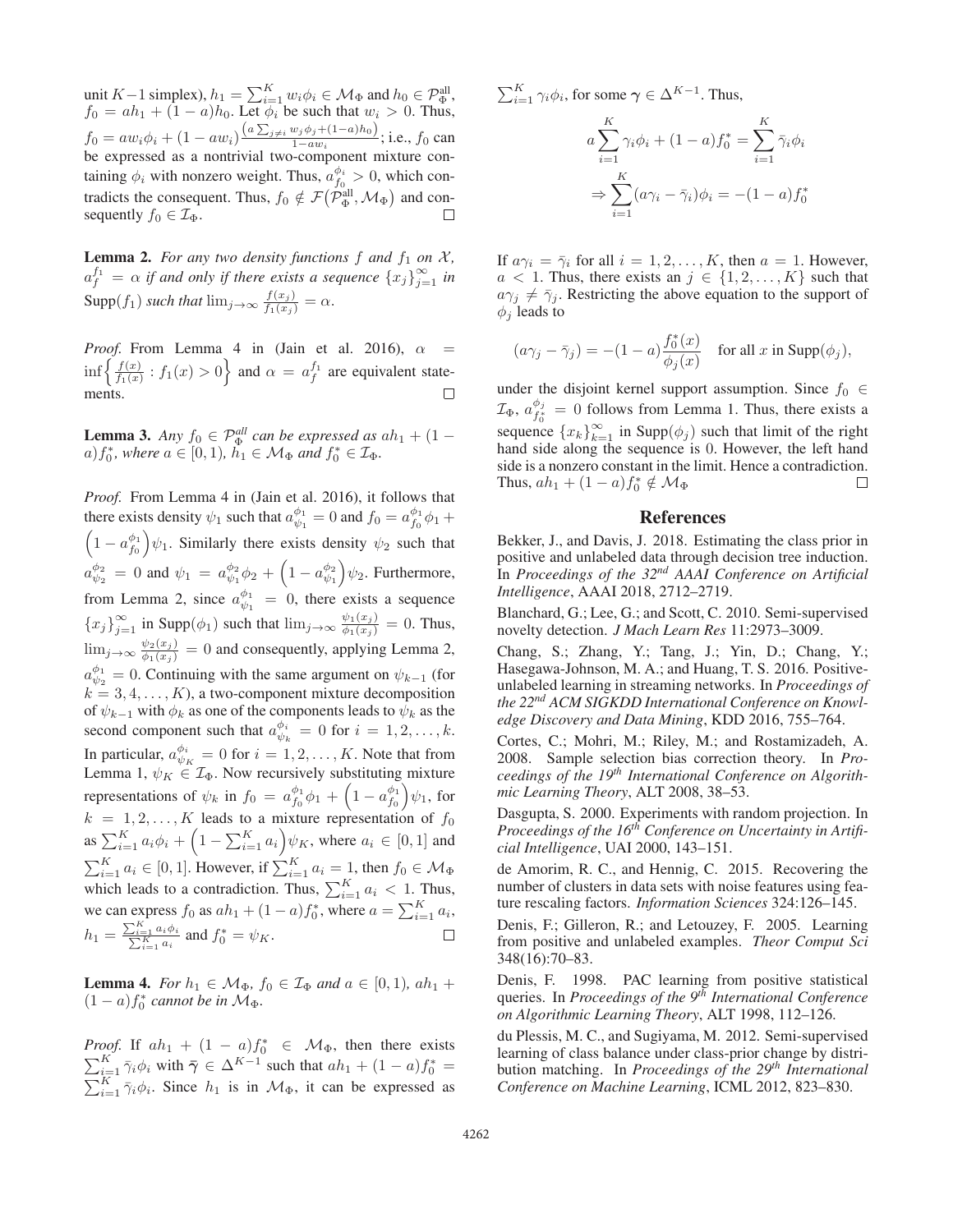unit $K-1$ simplex), $h_1 = \sum_{i=1}^K w_i \phi_i \in \mathcal{M}_\Phi$ and $h_0 \in \mathcal{P}_\Phi^{\text{all}}$, $f_0 = ah_1 + (1-a)h_0$. Let $\phi_i$ be such that $w_i > 0$. Thus, $f_0 = aw_i\phi_i + (1-aw_i)\frac{\left(a\sum_{j\neq i} w_j\phi_j + (1-a)h_0\right)}{1-aw_i}$; i.e., $f_0$ can be expressed as a nontrivial two-component mixture containing $\phi_i$ with nonzero weight. Thus, $a_{f_0}^{\phi_i} > 0$, which contradicts the consequent. Thus, $f_0 \notin \mathcal{F}\left(\mathcal{P}_\Phi^{\text{all}}, \mathcal{M}_\Phi\right)$ and consequently $f_0 \in \mathcal{I}_\Phi$. □

**Lemma 2.** *For any two density functions $f$ and $f_1$ on $\mathcal{X}$, $a_f^{f_1} = \alpha$ if and only if there exists a sequence $\{x_j\}_{j=1}^\infty$ in* $\text{Supp}(f_1)$ *such that* $\lim_{j\to\infty} \frac{f(x_j)}{f_1(x_j)} = \alpha$.

*Proof.* From Lemma 4 in (Jain et al. 2016), $\alpha = \inf\left\{\frac{f(x)}{f_1(x)} : f_1(x) > 0\right\}$ and $\alpha = a_f^{f_1}$ are equivalent statements. □

**Lemma 3.** *Any $f_0 \in \mathcal{P}_\Phi^{all}$ can be expressed as $ah_1 + (1-a)f_0^*$, where $a \in [0,1)$, $h_1 \in \mathcal{M}_\Phi$ and $f_0^* \in \mathcal{I}_\Phi$.*

*Proof.* From Lemma 4 in (Jain et al. 2016), it follows that there exists density $\psi_1$ such that $a_{\psi_1}^{\phi_1} = 0$ and $f_0 = a_{f_0}^{\phi_1}\phi_1 + \left(1 - a_{f_0}^{\phi_1}\right)\psi_1$. Similarly there exists density $\psi_2$ such that $a_{\psi_2}^{\phi_2} = 0$ and $\psi_1 = a_{\psi_1}^{\phi_2}\phi_2 + \left(1 - a_{\psi_1}^{\phi_2}\right)\psi_2$. Furthermore, from Lemma 2, since $a_{\psi_1}^{\phi_1} = 0$, there exists a sequence $\{x_j\}_{j=1}^\infty$ in $\text{Supp}(\phi_1)$ such that $\lim_{j\to\infty} \frac{\psi_1(x_j)}{\phi_1(x_j)} = 0$. Thus, $\lim_{j\to\infty} \frac{\psi_2(x_j)}{\phi_1(x_j)} = 0$ and consequently, applying Lemma 2, $a_{\psi_2}^{\phi_1} = 0$. Continuing with the same argument on $\psi_{k-1}$ (for $k = 3, 4, \ldots, K$), a two-component mixture decomposition of $\psi_{k-1}$ with $\phi_k$ as one of the components leads to $\psi_k$ as the second component such that $a_{\psi_k}^{\phi_i} = 0$ for $i = 1, 2, \ldots, k$. In particular, $a_{\psi_K}^{\phi_i} = 0$ for $i = 1, 2, \ldots, K$. Note that from Lemma 1, $\psi_K \in \mathcal{I}_\Phi$. Now recursively substituting mixture representations of $\psi_k$ in $f_0 = a_{f_0}^{\phi_1}\phi_1 + \left(1 - a_{f_0}^{\phi_1}\right)\psi_1$, for $k = 1, 2, \ldots, K$ leads to a mixture representation of $f_0$ as $\sum_{i=1}^K a_i\phi_i + \left(1 - \sum_{i=1}^K a_i\right)\psi_K$, where $a_i \in [0,1]$ and $\sum_{i=1}^K a_i \in [0,1]$. However, if $\sum_{i=1}^K a_i = 1$, then $f_0 \in \mathcal{M}_\Phi$ which leads to a contradiction. Thus, $\sum_{i=1}^K a_i < 1$. Thus, we can express $f_0$ as $ah_1 + (1-a)f_0^*$, where $a = \sum_{i=1}^K a_i$, $h_1 = \frac{\sum_{i=1}^K a_i\phi_i}{\sum_{i=1}^K a_i}$ and $f_0^* = \psi_K$. □

**Lemma 4.** *For $h_1 \in \mathcal{M}_\Phi$, $f_0 \in \mathcal{I}_\Phi$ and $a \in [0,1)$, $ah_1 + (1-a)f_0^*$ cannot be in $\mathcal{M}_\Phi$.*

*Proof.* If $ah_1 + (1-a)f_0^* \in \mathcal{M}_\Phi$, then there exists $\sum_{i=1}^K \bar{\gamma}_i\phi_i$ with $\bar{\boldsymbol{\gamma}} \in \Delta^{K-1}$ such that $ah_1 + (1-a)f_0^* = \sum_{i=1}^K \bar{\gamma}_i\phi_i$. Since $h_1$ is in $\mathcal{M}_\Phi$, it can be expressed as $\sum_{i=1}^K \gamma_i\phi_i$, for some $\boldsymbol{\gamma} \in \Delta^{K-1}$. Thus,

$$a\sum_{i=1}^K \gamma_i\phi_i + (1-a)f_0^* = \sum_{i=1}^K \bar{\gamma}_i\phi_i$$

$$\Rightarrow \sum_{i=1}^K (a\gamma_i - \bar{\gamma}_i)\phi_i = -(1-a)f_0^*$$

If $a\gamma_i = \bar{\gamma}_i$ for all $i = 1, 2, \ldots, K$, then $a = 1$. However, $a < 1$. Thus, there exists an $j \in \{1, 2, \ldots, K\}$ such that $a\gamma_j \neq \bar{\gamma}_j$. Restricting the above equation to the support of $\phi_j$ leads to

$$(a\gamma_j - \bar{\gamma}_j) = -(1-a)\frac{f_0^*(x)}{\phi_j(x)} \quad \text{for all } x \text{ in } \text{Supp}(\phi_j),$$

under the disjoint kernel support assumption. Since $f_0 \in \mathcal{I}_\Phi$, $a_{f_0^*}^{\phi_j} = 0$ follows from Lemma 1. Thus, there exists a sequence $\{x_k\}_{k=1}^\infty$ in $\text{Supp}(\phi_j)$ such that limit of the right hand side along the sequence is 0. However, the left hand side is a nonzero constant in the limit. Hence a contradiction. Thus, $ah_1 + (1-a)f_0^* \notin \mathcal{M}_\Phi$ □

## References

Bekker, J., and Davis, J. 2018. Estimating the class prior in positive and unlabeled data through decision tree induction. In *Proceedings of the 32nd AAAI Conference on Artificial Intelligence*, AAAI 2018, 2712–2719.

Blanchard, G.; Lee, G.; and Scott, C. 2010. Semi-supervised novelty detection. *J Mach Learn Res* 11:2973–3009.

Chang, S.; Zhang, Y.; Tang, J.; Yin, D.; Chang, Y.; Hasegawa-Johnson, M. A.; and Huang, T. S. 2016. Positive-unlabeled learning in streaming networks. In *Proceedings of the 22nd ACM SIGKDD International Conference on Knowledge Discovery and Data Mining*, KDD 2016, 755–764.

Cortes, C.; Mohri, M.; Riley, M.; and Rostamizadeh, A. 2008. Sample selection bias correction theory. In *Proceedings of the 19th International Conference on Algorithmic Learning Theory*, ALT 2008, 38–53.

Dasgupta, S. 2000. Experiments with random projection. In *Proceedings of the 16th Conference on Uncertainty in Artificial Intelligence*, UAI 2000, 143–151.

de Amorim, R. C., and Hennig, C. 2015. Recovering the number of clusters in data sets with noise features using feature rescaling factors. *Information Sciences* 324:126–145.

Denis, F.; Gilleron, R.; and Letouzey, F. 2005. Learning from positive and unlabeled examples. *Theor Comput Sci* 348(16):70–83.

Denis, F. 1998. PAC learning from positive statistical queries. In *Proceedings of the 9th International Conference on Algorithmic Learning Theory*, ALT 1998, 112–126.

du Plessis, M. C., and Sugiyama, M. 2012. Semi-supervised learning of class balance under class-prior change by distribution matching. In *Proceedings of the 29th International Conference on Machine Learning*, ICML 2012, 823–830.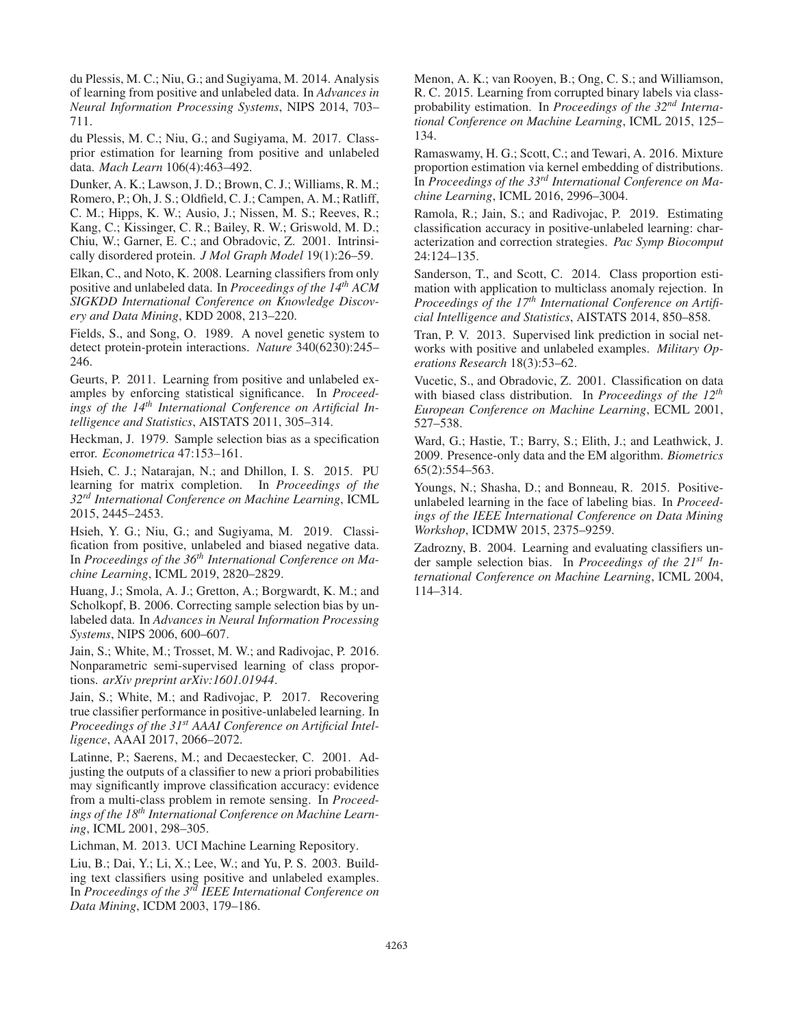du Plessis, M. C.; Niu, G.; and Sugiyama, M. 2014. Analysis of learning from positive and unlabeled data. In *Advances in Neural Information Processing Systems*, NIPS 2014, 703–711.

du Plessis, M. C.; Niu, G.; and Sugiyama, M. 2017. Class-prior estimation for learning from positive and unlabeled data. *Mach Learn* 106(4):463–492.

Dunker, A. K.; Lawson, J. D.; Brown, C. J.; Williams, R. M.; Romero, P.; Oh, J. S.; Oldfield, C. J.; Campen, A. M.; Ratliff, C. M.; Hipps, K. W.; Ausio, J.; Nissen, M. S.; Reeves, R.; Kang, C.; Kissinger, C. R.; Bailey, R. W.; Griswold, M. D.; Chiu, W.; Garner, E. C.; and Obradovic, Z. 2001. Intrinsically disordered protein. *J Mol Graph Model* 19(1):26–59.

Elkan, C., and Noto, K. 2008. Learning classifiers from only positive and unlabeled data. In *Proceedings of the 14th ACM SIGKDD International Conference on Knowledge Discovery and Data Mining*, KDD 2008, 213–220.

Fields, S., and Song, O. 1989. A novel genetic system to detect protein-protein interactions. *Nature* 340(6230):245–246.

Geurts, P. 2011. Learning from positive and unlabeled examples by enforcing statistical significance. In *Proceedings of the 14th International Conference on Artificial Intelligence and Statistics*, AISTATS 2011, 305–314.

Heckman, J. 1979. Sample selection bias as a specification error. *Econometrica* 47:153–161.

Hsieh, C. J.; Natarajan, N.; and Dhillon, I. S. 2015. PU learning for matrix completion. In *Proceedings of the 32nd International Conference on Machine Learning*, ICML 2015, 2445–2453.

Hsieh, Y. G.; Niu, G.; and Sugiyama, M. 2019. Classification from positive, unlabeled and biased negative data. In *Proceedings of the 36th International Conference on Machine Learning*, ICML 2019, 2820–2829.

Huang, J.; Smola, A. J.; Gretton, A.; Borgwardt, K. M.; and Scholkopf, B. 2006. Correcting sample selection bias by unlabeled data. In *Advances in Neural Information Processing Systems*, NIPS 2006, 600–607.

Jain, S.; White, M.; Trosset, M. W.; and Radivojac, P. 2016. Nonparametric semi-supervised learning of class proportions. *arXiv preprint arXiv:1601.01944*.

Jain, S.; White, M.; and Radivojac, P. 2017. Recovering true classifier performance in positive-unlabeled learning. In *Proceedings of the 31st AAAI Conference on Artificial Intelligence*, AAAI 2017, 2066–2072.

Latinne, P.; Saerens, M.; and Decaestecker, C. 2001. Adjusting the outputs of a classifier to new a priori probabilities may significantly improve classification accuracy: evidence from a multi-class problem in remote sensing. In *Proceedings of the 18th International Conference on Machine Learning*, ICML 2001, 298–305.

Lichman, M. 2013. UCI Machine Learning Repository.

Liu, B.; Dai, Y.; Li, X.; Lee, W.; and Yu, P. S. 2003. Building text classifiers using positive and unlabeled examples. In *Proceedings of the 3rd IEEE International Conference on Data Mining*, ICDM 2003, 179–186.

Menon, A. K.; van Rooyen, B.; Ong, C. S.; and Williamson, R. C. 2015. Learning from corrupted binary labels via class-probability estimation. In *Proceedings of the 32nd International Conference on Machine Learning*, ICML 2015, 125–134.

Ramaswamy, H. G.; Scott, C.; and Tewari, A. 2016. Mixture proportion estimation via kernel embedding of distributions. In *Proceedings of the 33rd International Conference on Machine Learning*, ICML 2016, 2996–3004.

Ramola, R.; Jain, S.; and Radivojac, P. 2019. Estimating classification accuracy in positive-unlabeled learning: characterization and correction strategies. *Pac Symp Biocomput* 24:124–135.

Sanderson, T., and Scott, C. 2014. Class proportion estimation with application to multiclass anomaly rejection. In *Proceedings of the 17th International Conference on Artificial Intelligence and Statistics*, AISTATS 2014, 850–858.

Tran, P. V. 2013. Supervised link prediction in social networks with positive and unlabeled examples. *Military Operations Research* 18(3):53–62.

Vucetic, S., and Obradovic, Z. 2001. Classification on data with biased class distribution. In *Proceedings of the 12th European Conference on Machine Learning*, ECML 2001, 527–538.

Ward, G.; Hastie, T.; Barry, S.; Elith, J.; and Leathwick, J. 2009. Presence-only data and the EM algorithm. *Biometrics* 65(2):554–563.

Youngs, N.; Shasha, D.; and Bonneau, R. 2015. Positive-unlabeled learning in the face of labeling bias. In *Proceedings of the IEEE International Conference on Data Mining Workshop*, ICDMW 2015, 2375–9259.

Zadrozny, B. 2004. Learning and evaluating classifiers under sample selection bias. In *Proceedings of the 21st International Conference on Machine Learning*, ICML 2004, 114–314.